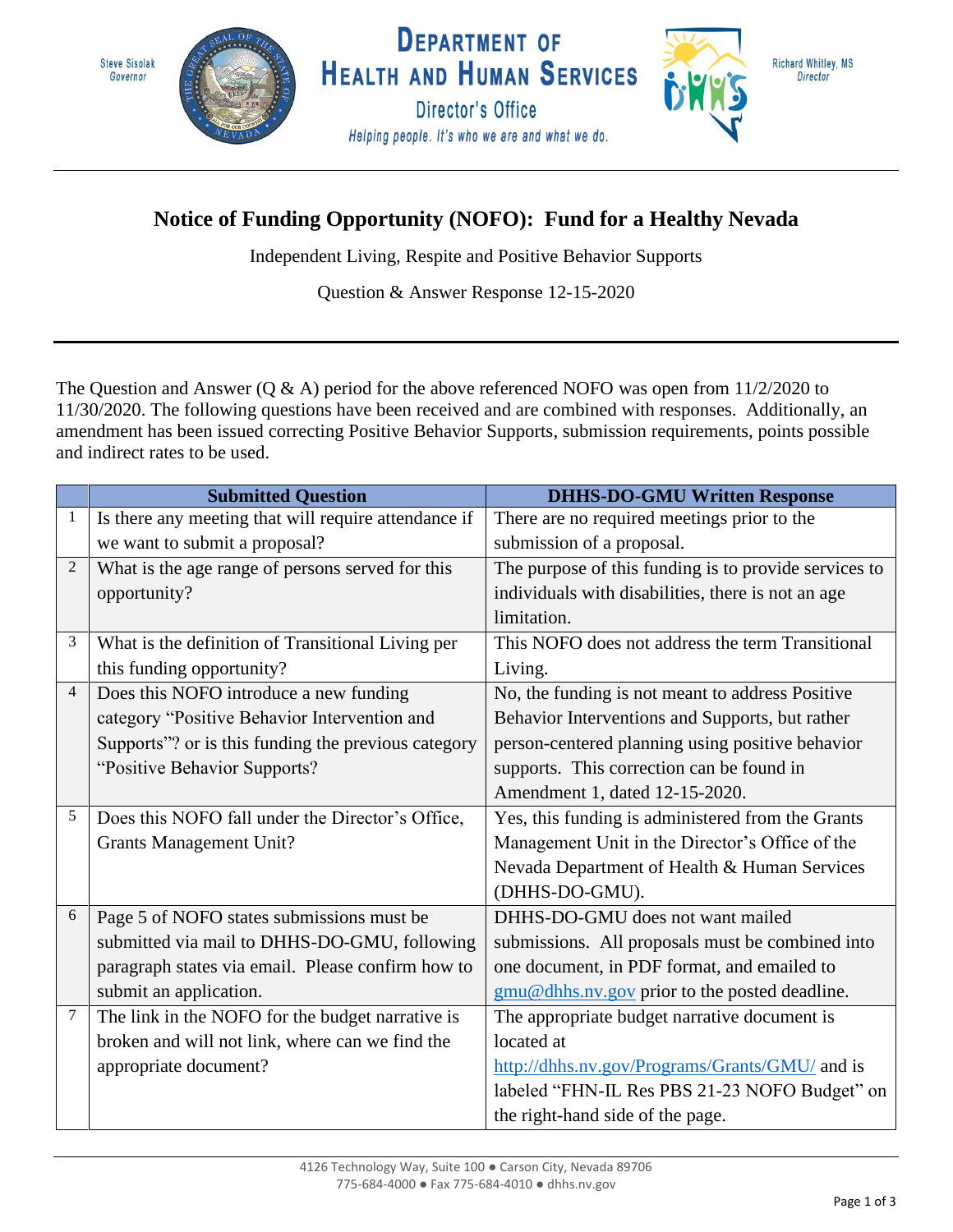Steve Sisolak
*Governor*

# Department of Health and Human Services

Director's Office

*Helping people. It's who we are and what we do.*

Richard Whitley, MS
*Director*

---

## Notice of Funding Opportunity (NOFO): Fund for a Healthy Nevada

Independent Living, Respite and Positive Behavior Supports

Question & Answer Response 12-15-2020

---

The Question and Answer (Q & A) period for the above referenced NOFO was open from 11/2/2020 to 11/30/2020. The following questions have been received and are combined with responses. Additionally, an amendment has been issued correcting Positive Behavior Supports, submission requirements, points possible and indirect rates to be used.

| | Submitted Question | DHHS-DO-GMU Written Response |
|---|---|---|
| 1 | Is there any meeting that will require attendance if we want to submit a proposal? | There are no required meetings prior to the submission of a proposal. |
| 2 | What is the age range of persons served for this opportunity? | The purpose of this funding is to provide services to individuals with disabilities, there is not an age limitation. |
| 3 | What is the definition of Transitional Living per this funding opportunity? | This NOFO does not address the term Transitional Living. |
| 4 | Does this NOFO introduce a new funding category "Positive Behavior Intervention and Supports"? or is this funding the previous category "Positive Behavior Supports? | No, the funding is not meant to address Positive Behavior Interventions and Supports, but rather person-centered planning using positive behavior supports. This correction can be found in Amendment 1, dated 12-15-2020. |
| 5 | Does this NOFO fall under the Director's Office, Grants Management Unit? | Yes, this funding is administered from the Grants Management Unit in the Director's Office of the Nevada Department of Health & Human Services (DHHS-DO-GMU). |
| 6 | Page 5 of NOFO states submissions must be submitted via mail to DHHS-DO-GMU, following paragraph states via email. Please confirm how to submit an application. | DHHS-DO-GMU does not want mailed submissions. All proposals must be combined into one document, in PDF format, and emailed to gmu@dhhs.nv.gov prior to the posted deadline. |
| 7 | The link in the NOFO for the budget narrative is broken and will not link, where can we find the appropriate document? | The appropriate budget narrative document is located at http://dhhs.nv.gov/Programs/Grants/GMU/ and is labeled "FHN-IL Res PBS 21-23 NOFO Budget" on the right-hand side of the page. |

4126 Technology Way, Suite 100 ● Carson City, Nevada 89706
775-684-4000 ● Fax 775-684-4010 ● dhhs.nv.gov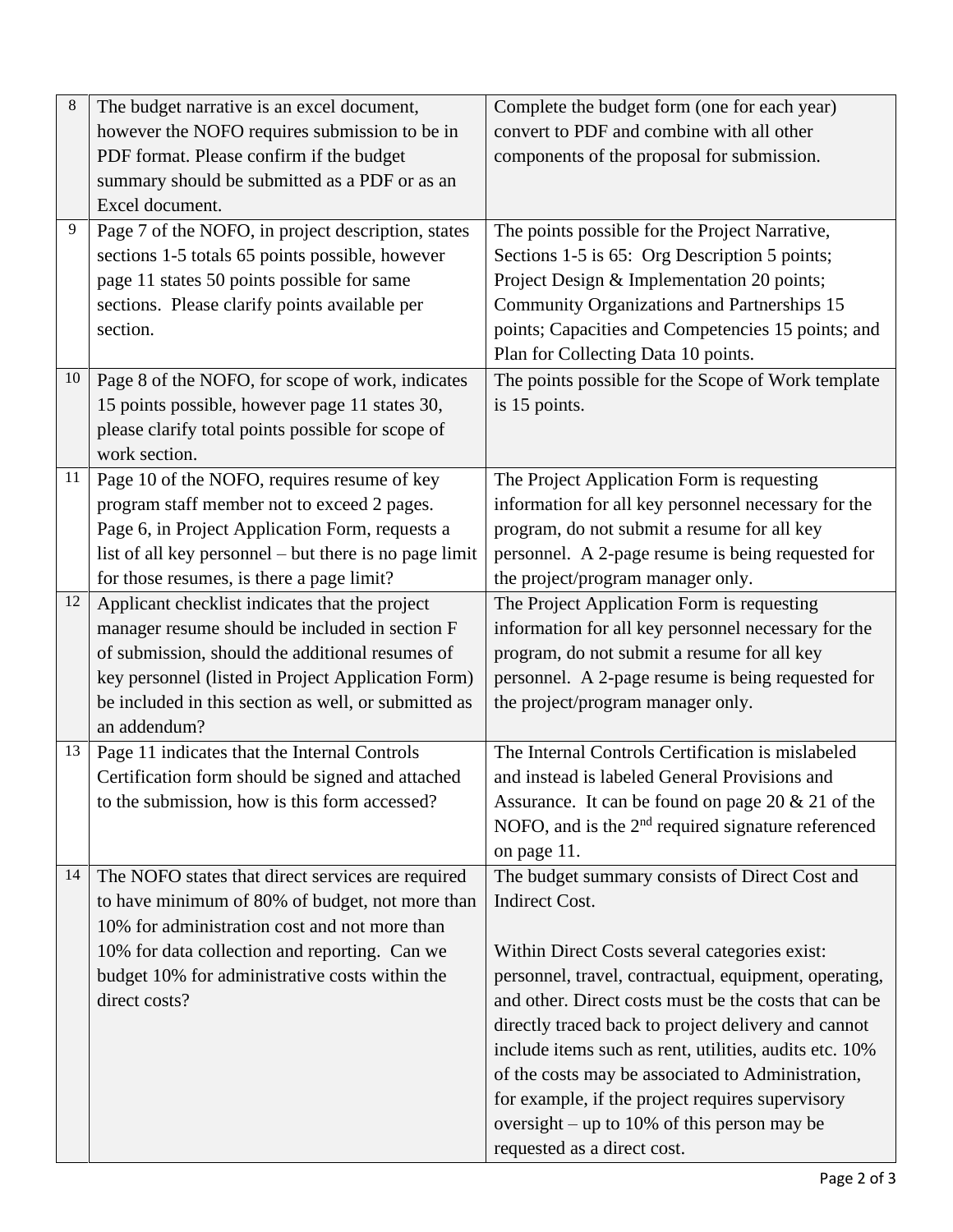| | | |
|---|---|---|
| 8 | The budget narrative is an excel document, however the NOFO requires submission to be in PDF format. Please confirm if the budget summary should be submitted as a PDF or as an Excel document. | Complete the budget form (one for each year) convert to PDF and combine with all other components of the proposal for submission. |
| 9 | Page 7 of the NOFO, in project description, states sections 1-5 totals 65 points possible, however page 11 states 50 points possible for same sections. Please clarify points available per section. | The points possible for the Project Narrative, Sections 1-5 is 65: Org Description 5 points; Project Design & Implementation 20 points; Community Organizations and Partnerships 15 points; Capacities and Competencies 15 points; and Plan for Collecting Data 10 points. |
| 10 | Page 8 of the NOFO, for scope of work, indicates 15 points possible, however page 11 states 30, please clarify total points possible for scope of work section. | The points possible for the Scope of Work template is 15 points. |
| 11 | Page 10 of the NOFO, requires resume of key program staff member not to exceed 2 pages. Page 6, in Project Application Form, requests a list of all key personnel – but there is no page limit for those resumes, is there a page limit? | The Project Application Form is requesting information for all key personnel necessary for the program, do not submit a resume for all key personnel. A 2-page resume is being requested for the project/program manager only. |
| 12 | Applicant checklist indicates that the project manager resume should be included in section F of submission, should the additional resumes of key personnel (listed in Project Application Form) be included in this section as well, or submitted as an addendum? | The Project Application Form is requesting information for all key personnel necessary for the program, do not submit a resume for all key personnel. A 2-page resume is being requested for the project/program manager only. |
| 13 | Page 11 indicates that the Internal Controls Certification form should be signed and attached to the submission, how is this form accessed? | The Internal Controls Certification is mislabeled and instead is labeled General Provisions and Assurance. It can be found on page 20 & 21 of the NOFO, and is the 2nd required signature referenced on page 11. |
| 14 | The NOFO states that direct services are required to have minimum of 80% of budget, not more than 10% for administration cost and not more than 10% for data collection and reporting. Can we budget 10% for administrative costs within the direct costs? | The budget summary consists of Direct Cost and Indirect Cost.<br><br>Within Direct Costs several categories exist: personnel, travel, contractual, equipment, operating, and other. Direct costs must be the costs that can be directly traced back to project delivery and cannot include items such as rent, utilities, audits etc. 10% of the costs may be associated to Administration, for example, if the project requires supervisory oversight – up to 10% of this person may be requested as a direct cost. |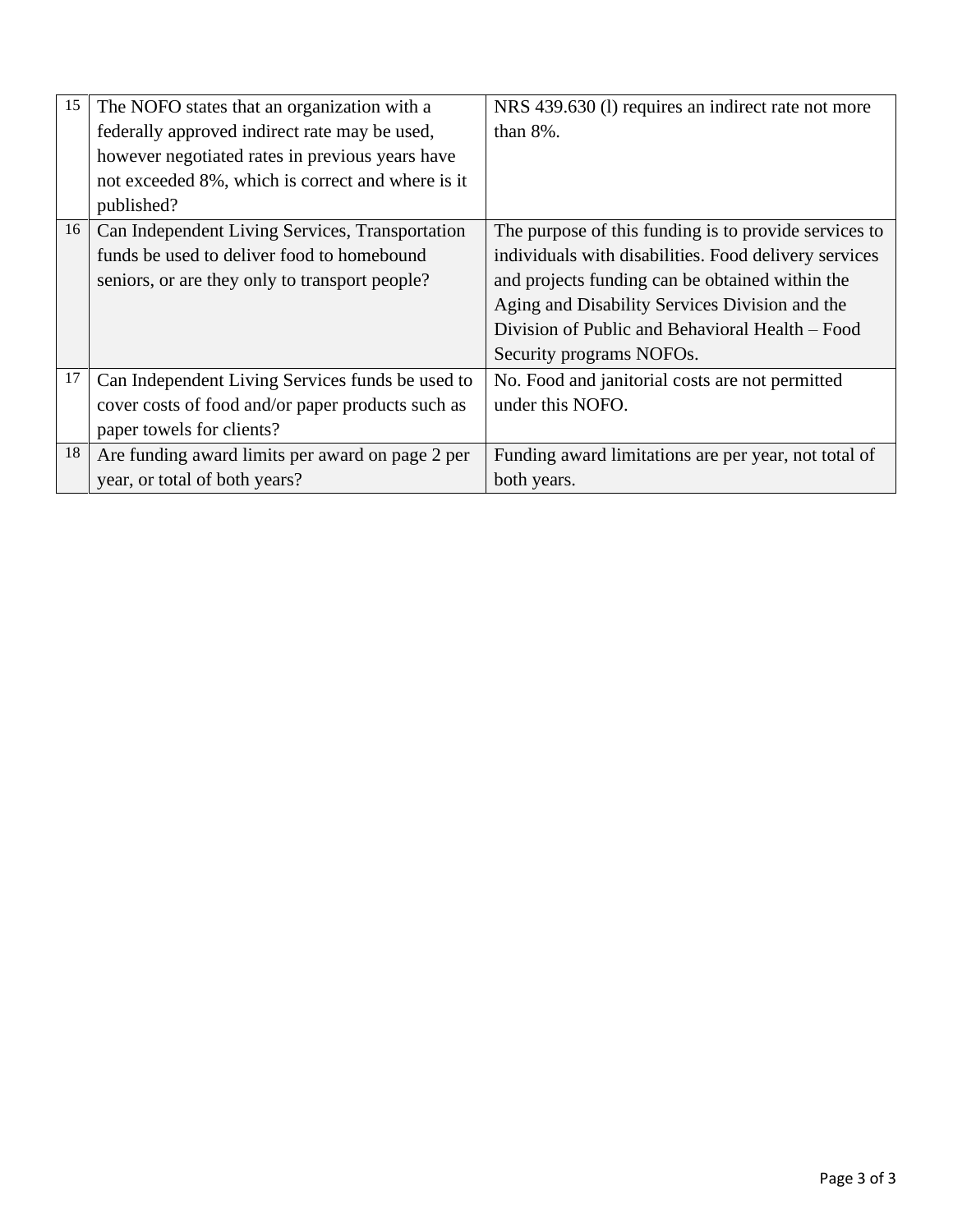| | | |
|---|---|---|
| 15 | The NOFO states that an organization with a federally approved indirect rate may be used, however negotiated rates in previous years have not exceeded 8%, which is correct and where is it published? | NRS 439.630 (l) requires an indirect rate not more than 8%. |
| 16 | Can Independent Living Services, Transportation funds be used to deliver food to homebound seniors, or are they only to transport people? | The purpose of this funding is to provide services to individuals with disabilities. Food delivery services and projects funding can be obtained within the Aging and Disability Services Division and the Division of Public and Behavioral Health – Food Security programs NOFOs. |
| 17 | Can Independent Living Services funds be used to cover costs of food and/or paper products such as paper towels for clients? | No. Food and janitorial costs are not permitted under this NOFO. |
| 18 | Are funding award limits per award on page 2 per year, or total of both years? | Funding award limitations are per year, not total of both years. |